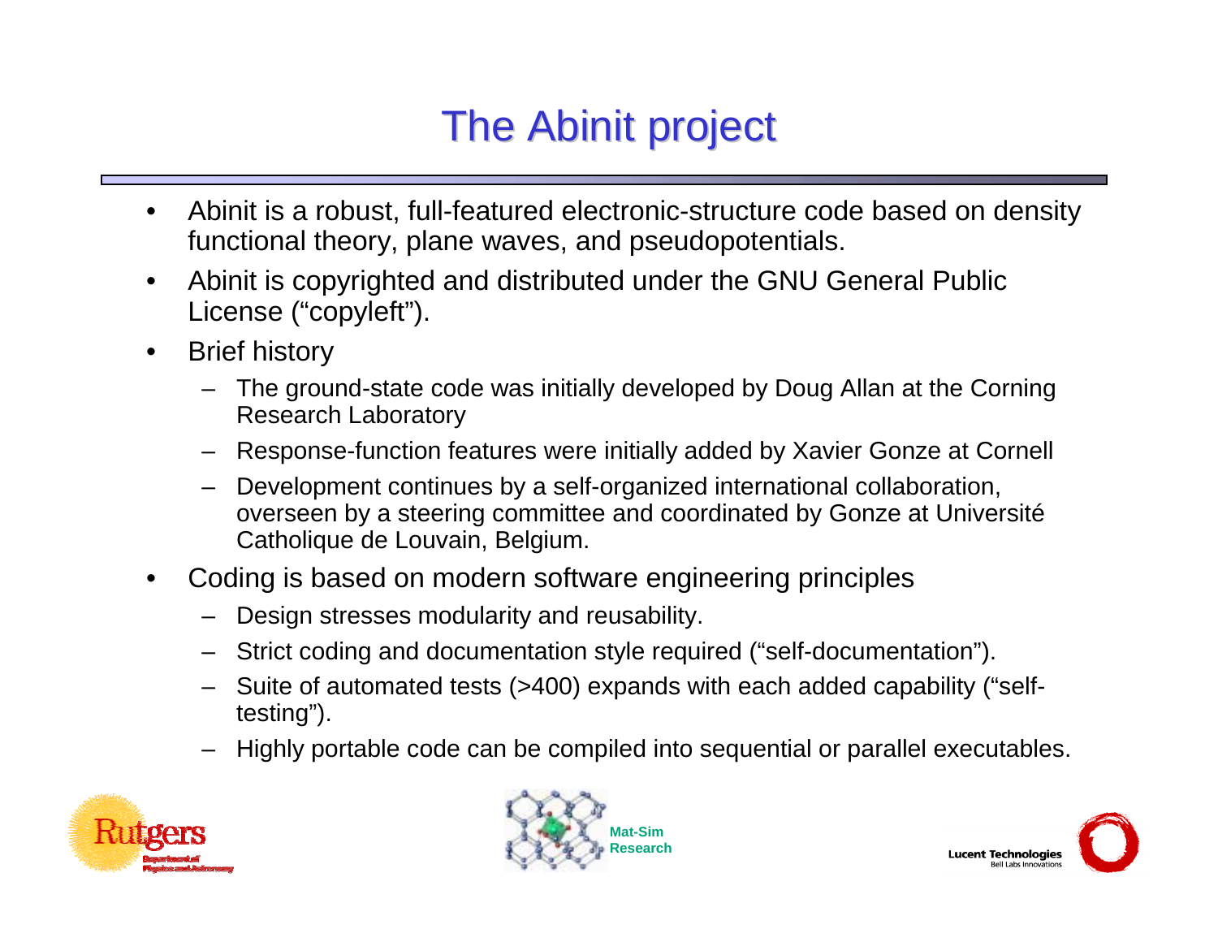# The Abinit project

- Abinit is a robust, full-featured electronic-structure code based on density functional theory, plane waves, and pseudopotentials.
- Abinit is copyrighted and distributed under the GNU General Public License ("copyleft").
- Brief history
  - The ground-state code was initially developed by Doug Allan at the Corning Research Laboratory
  - Response-function features were initially added by Xavier Gonze at Cornell
  - Development continues by a self-organized international collaboration, overseen by a steering committee and coordinated by Gonze at Université Catholique de Louvain, Belgium.
- Coding is based on modern software engineering principles
  - Design stresses modularity and reusability.
  - Strict coding and documentation style required ("self-documentation").
  - Suite of automated tests (>400) expands with each added capability ("self-testing").
  - Highly portable code can be compiled into sequential or parallel executables.

Rutgers Department of Physics and Astronomy

Mat-Sim Research

Lucent Technologies Bell Labs Innovations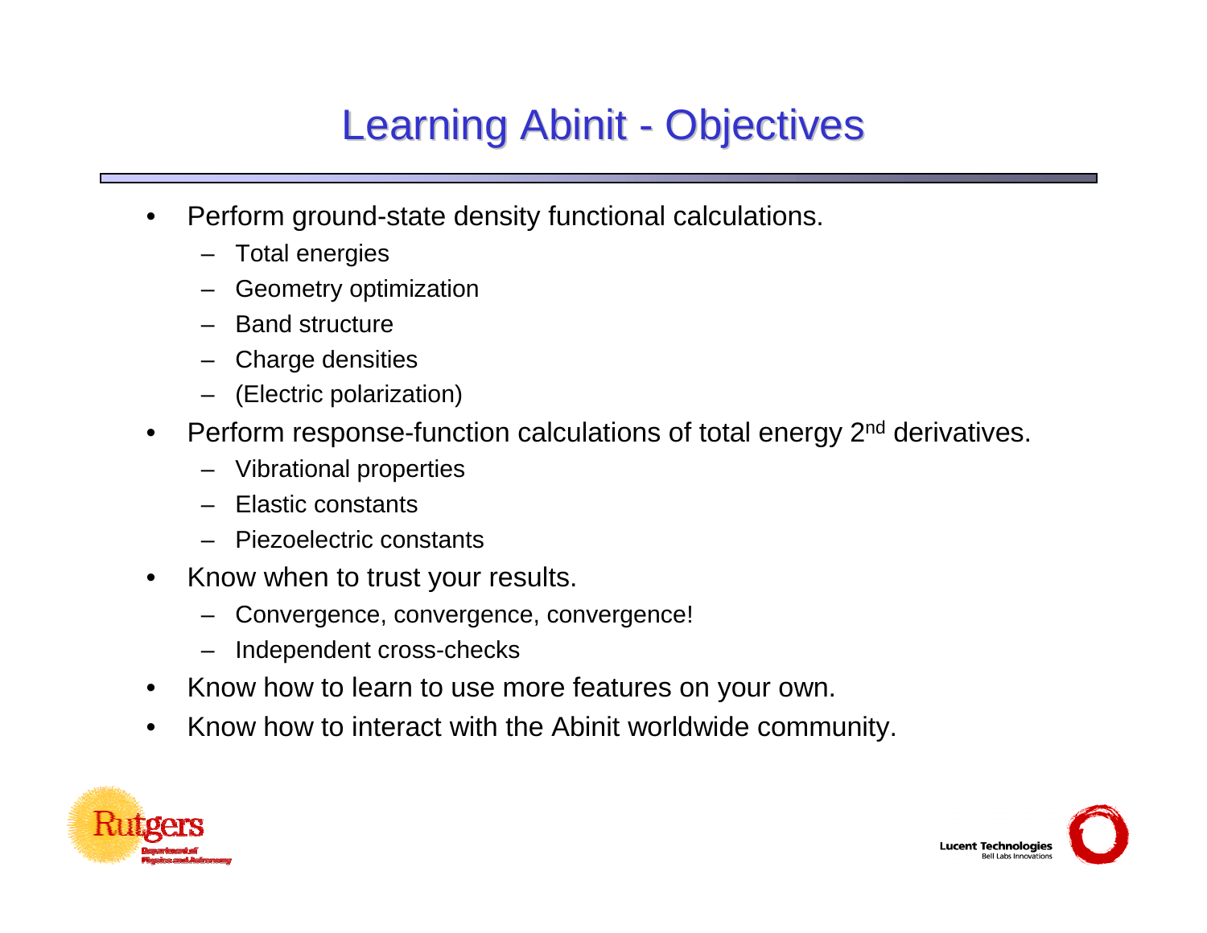# Learning Abinit - Objectives

- Perform ground-state density functional calculations.
  - Total energies
  - Geometry optimization
  - Band structure
  - Charge densities
  - (Electric polarization)
- Perform response-function calculations of total energy 2nd derivatives.
  - Vibrational properties
  - Elastic constants
  - Piezoelectric constants
- Know when to trust your results.
  - Convergence, convergence, convergence!
  - Independent cross-checks
- Know how to learn to use more features on your own.
- Know how to interact with the Abinit worldwide community.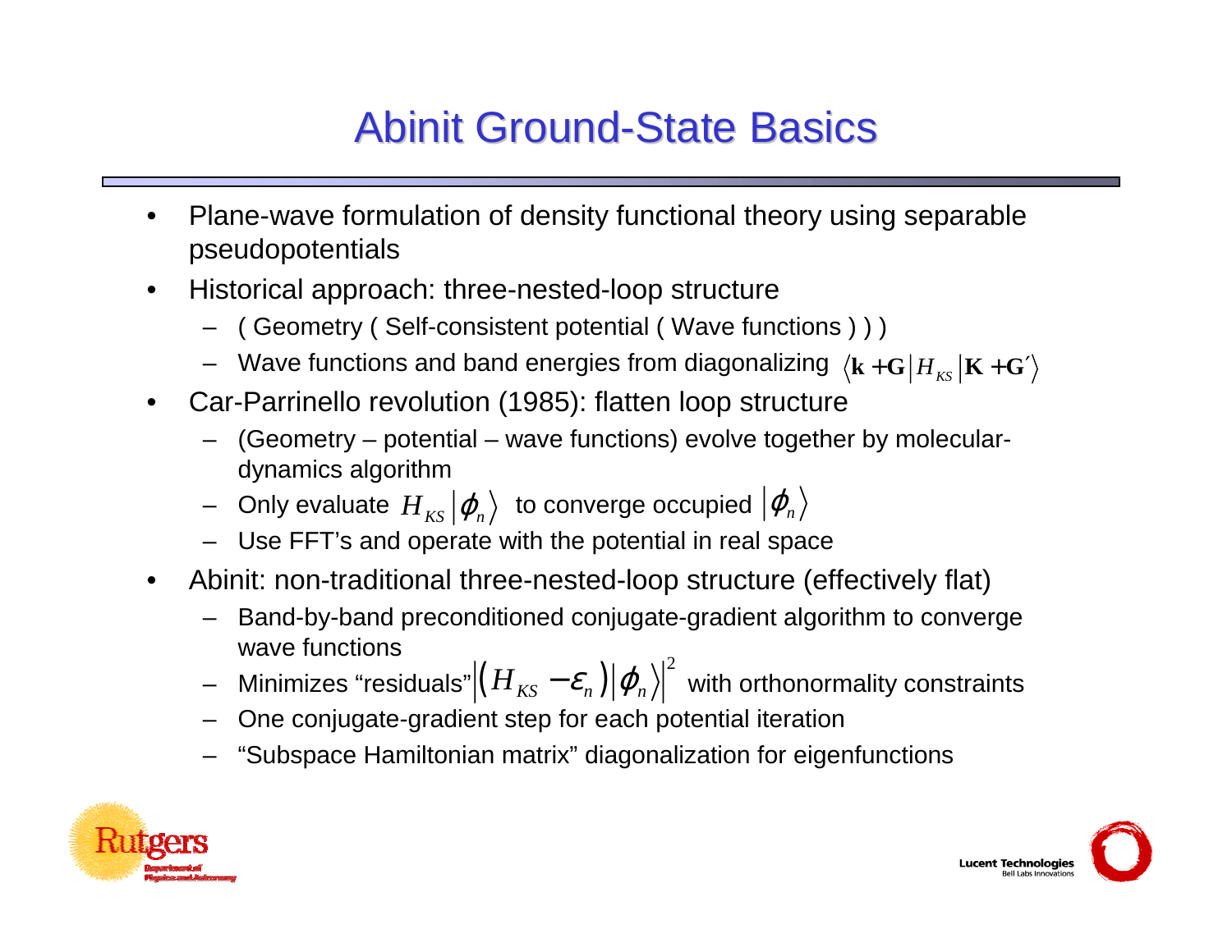# Abinit Ground-State Basics

- Plane-wave formulation of density functional theory using separable pseudopotentials
- Historical approach: three-nested-loop structure
  - ( Geometry ( Self-consistent potential ( Wave functions ) ) )
  - Wave functions and band energies from diagonalizing $\langle \mathbf{k}+\mathbf{G} | H_{KS} | \mathbf{K}+\mathbf{G}' \rangle$
- Car-Parrinello revolution (1985): flatten loop structure
  - (Geometry – potential – wave functions) evolve together by molecular-dynamics algorithm
  - Only evaluate $H_{KS} | \phi_n \rangle$ to converge occupied $| \phi_n \rangle$
  - Use FFT's and operate with the potential in real space
- Abinit: non-traditional three-nested-loop structure (effectively flat)
  - Band-by-band preconditioned conjugate-gradient algorithm to converge wave functions
  - Minimizes "residuals" $\left| (H_{KS} - \varepsilon_n) | \phi_n \rangle \right|^2$ with orthonormality constraints
  - One conjugate-gradient step for each potential iteration
  - "Subspace Hamiltonian matrix" diagonalization for eigenfunctions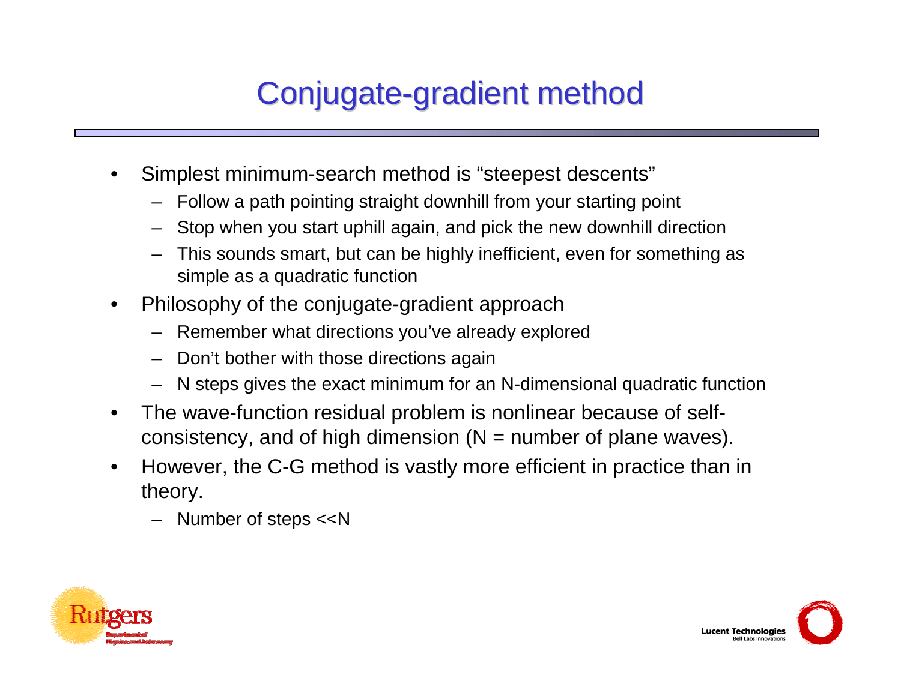# Conjugate-gradient method

- Simplest minimum-search method is "steepest descents"
  - Follow a path pointing straight downhill from your starting point
  - Stop when you start uphill again, and pick the new downhill direction
  - This sounds smart, but can be highly inefficient, even for something as simple as a quadratic function
- Philosophy of the conjugate-gradient approach
  - Remember what directions you've already explored
  - Don't bother with those directions again
  - N steps gives the exact minimum for an N-dimensional quadratic function
- The wave-function residual problem is nonlinear because of self-consistency, and of high dimension (N = number of plane waves).
- However, the C-G method is vastly more efficient in practice than in theory.
  - Number of steps <<N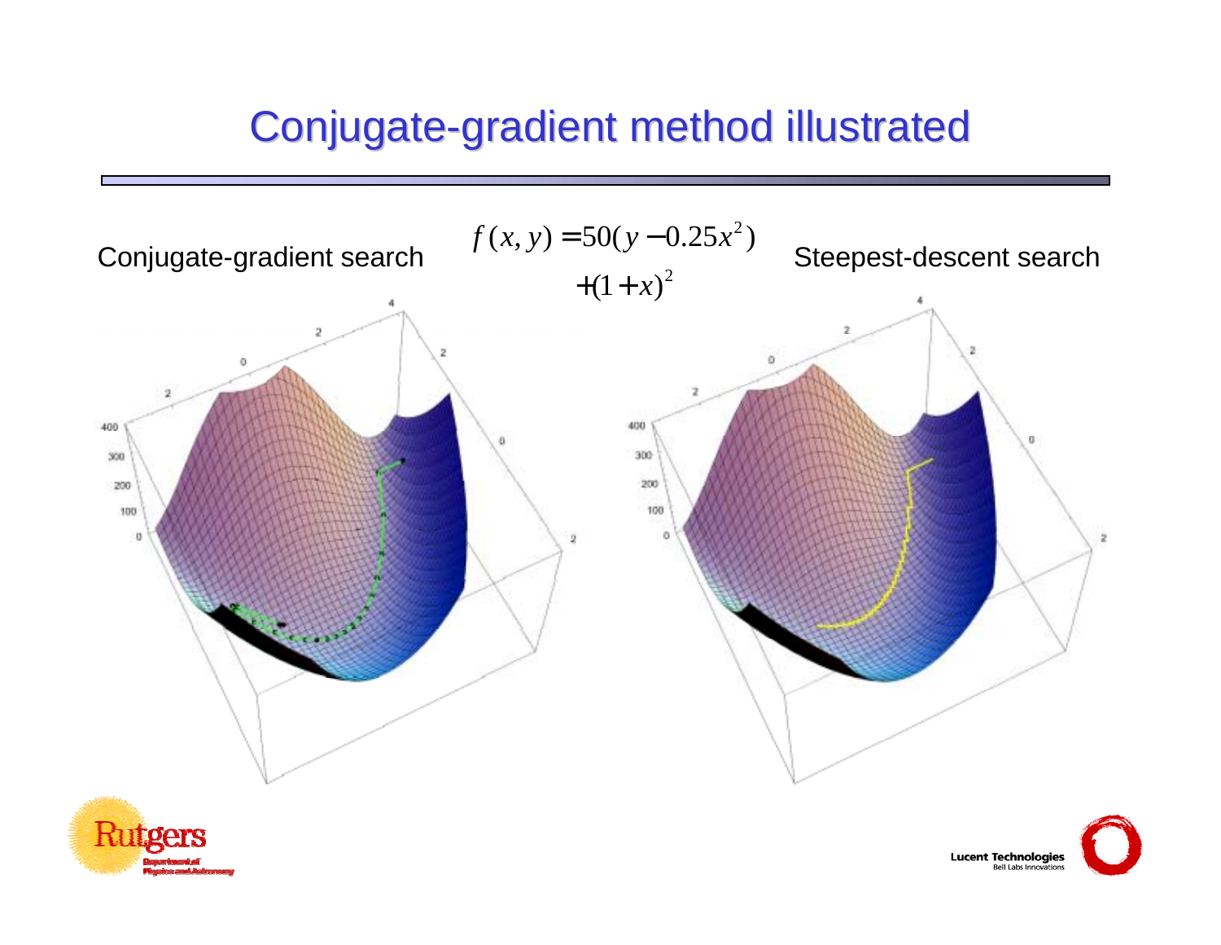# Conjugate-gradient method illustrated

$$f(x,y) = 50(y - 0.25x^2) + (1+x)^2$$

Conjugate-gradient search

Steepest-descent search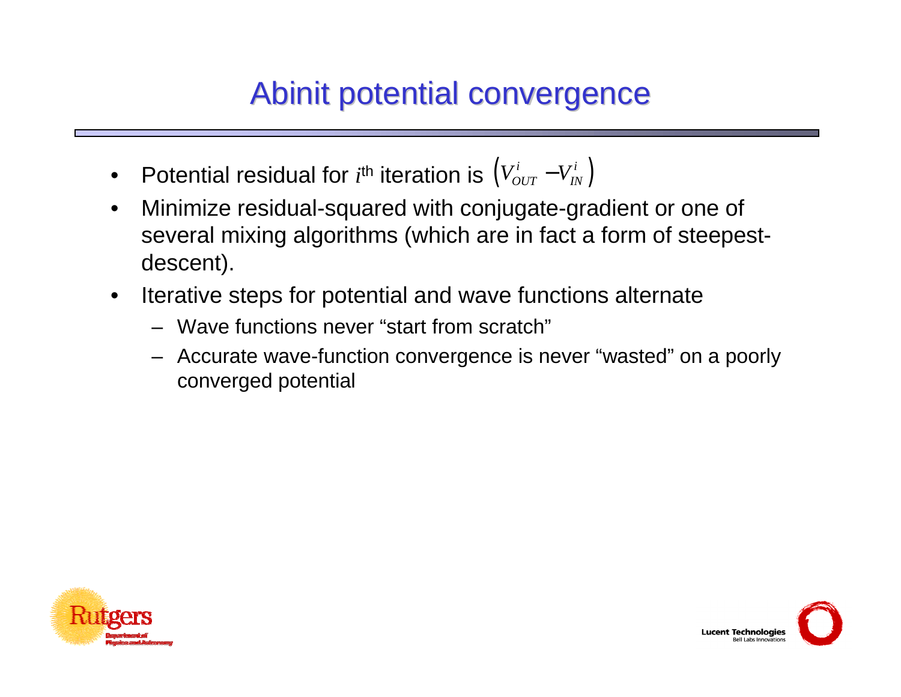# Abinit potential convergence

- Potential residual for $i^{th}$ iteration is $\left(V_{OUT}^{i} - V_{IN}^{i}\right)$
- Minimize residual-squared with conjugate-gradient or one of several mixing algorithms (which are in fact a form of steepest-descent).
- Iterative steps for potential and wave functions alternate
  - Wave functions never "start from scratch"
  - Accurate wave-function convergence is never "wasted" on a poorly converged potential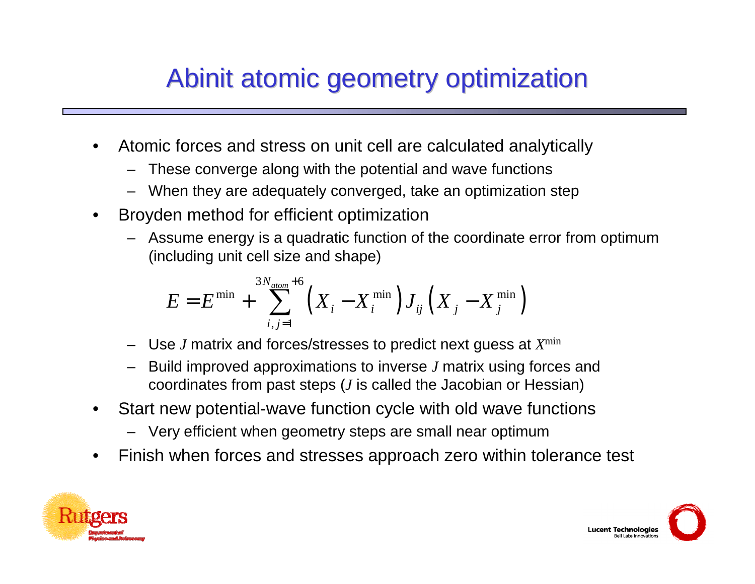# Abinit atomic geometry optimization

- Atomic forces and stress on unit cell are calculated analytically
  - These converge along with the potential and wave functions
  - When they are adequately converged, take an optimization step
- Broyden method for efficient optimization
  - Assume energy is a quadratic function of the coordinate error from optimum (including unit cell size and shape)

$$E = E^{\min} + \sum_{i,j=1}^{3N_{atom}+6} \left( X_i - X_i^{\min} \right) J_{ij} \left( X_j - X_j^{\min} \right)$$

  - Use $J$ matrix and forces/stresses to predict next guess at $X^{\min}$
  - Build improved approximations to inverse $J$ matrix using forces and coordinates from past steps ($J$ is called the Jacobian or Hessian)
- Start new potential-wave function cycle with old wave functions
  - Very efficient when geometry steps are small near optimum
- Finish when forces and stresses approach zero within tolerance test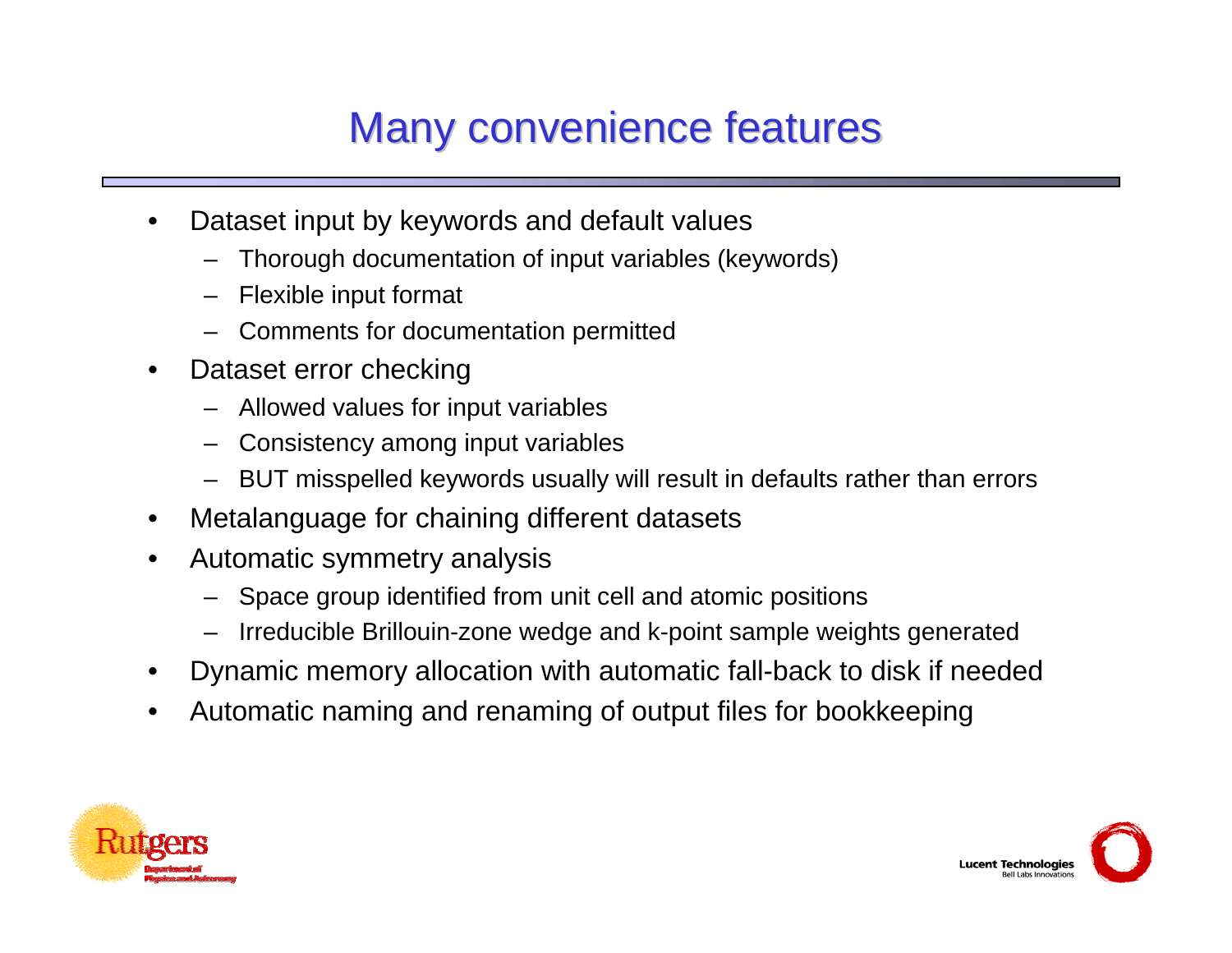# Many convenience features

- Dataset input by keywords and default values
  - Thorough documentation of input variables (keywords)
  - Flexible input format
  - Comments for documentation permitted
- Dataset error checking
  - Allowed values for input variables
  - Consistency among input variables
  - BUT misspelled keywords usually will result in defaults rather than errors
- Metalanguage for chaining different datasets
- Automatic symmetry analysis
  - Space group identified from unit cell and atomic positions
  - Irreducible Brillouin-zone wedge and k-point sample weights generated
- Dynamic memory allocation with automatic fall-back to disk if needed
- Automatic naming and renaming of output files for bookkeeping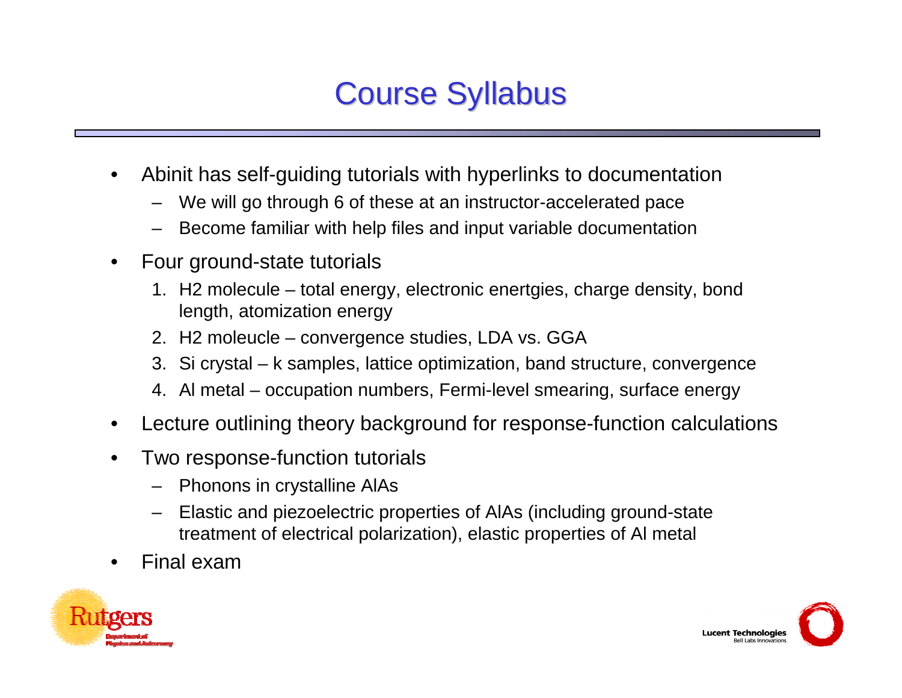# Course Syllabus

- Abinit has self-guiding tutorials with hyperlinks to documentation
  - We will go through 6 of these at an instructor-accelerated pace
  - Become familiar with help files and input variable documentation
- Four ground-state tutorials
  1. H2 molecule – total energy, electronic enertgies, charge density, bond length, atomization energy
  2. H2 moleucle – convergence studies, LDA vs. GGA
  3. Si crystal – k samples, lattice optimization, band structure, convergence
  4. Al metal – occupation numbers, Fermi-level smearing, surface energy
- Lecture outlining theory background for response-function calculations
- Two response-function tutorials
  - Phonons in crystalline AlAs
  - Elastic and piezoelectric properties of AlAs (including ground-state treatment of electrical polarization), elastic properties of Al metal
- Final exam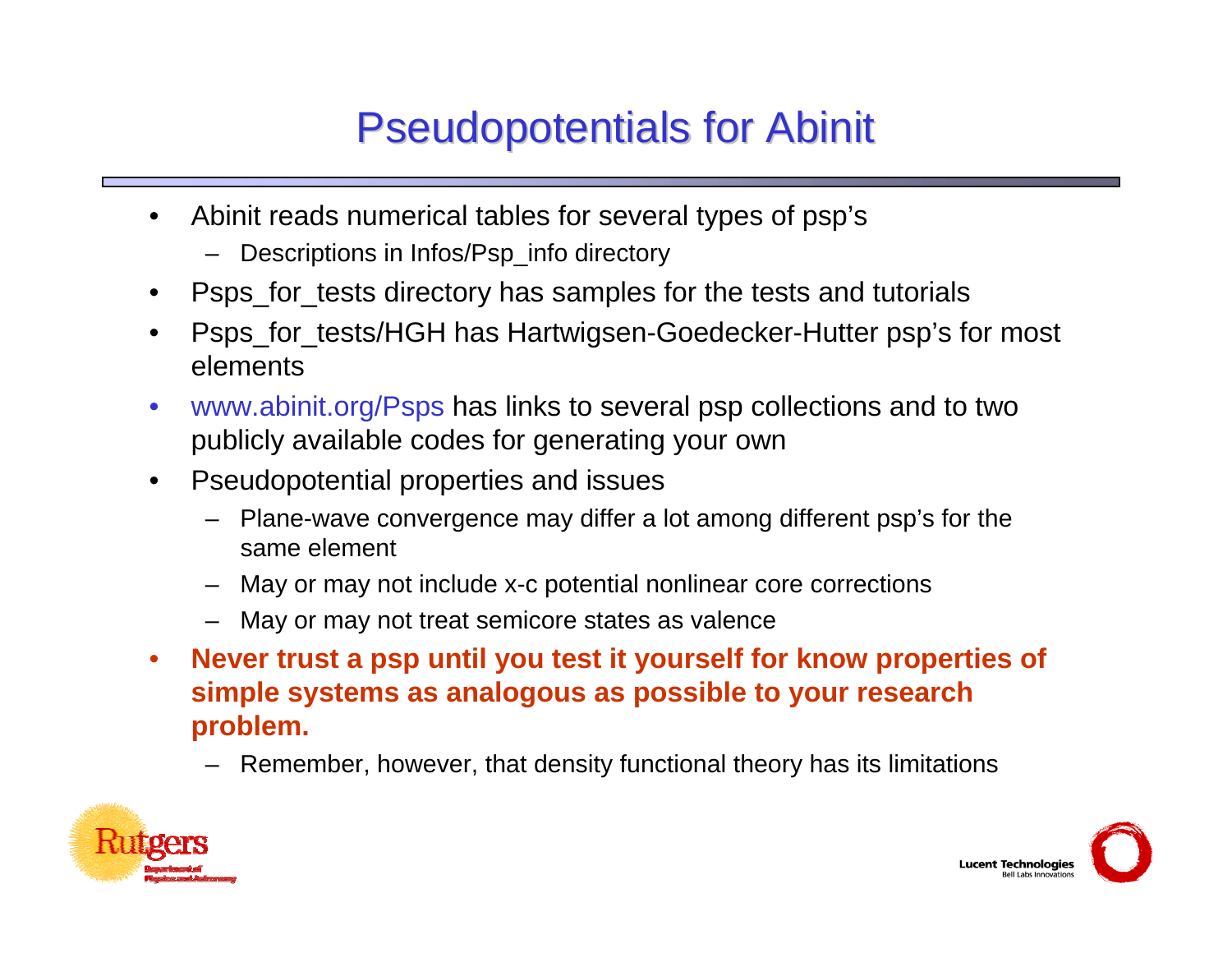# Pseudopotentials for Abinit

- Abinit reads numerical tables for several types of psp's
  - Descriptions in Infos/Psp_info directory
- Psps_for_tests directory has samples for the tests and tutorials
- Psps_for_tests/HGH has Hartwigsen-Goedecker-Hutter psp's for most elements
- www.abinit.org/Psps has links to several psp collections and to two publicly available codes for generating your own
- Pseudopotential properties and issues
  - Plane-wave convergence may differ a lot among different psp's for the same element
  - May or may not include x-c potential nonlinear core corrections
  - May or may not treat semicore states as valence
- **Never trust a psp until you test it yourself for know properties of simple systems as analogous as possible to your research problem.**
  - Remember, however, that density functional theory has its limitations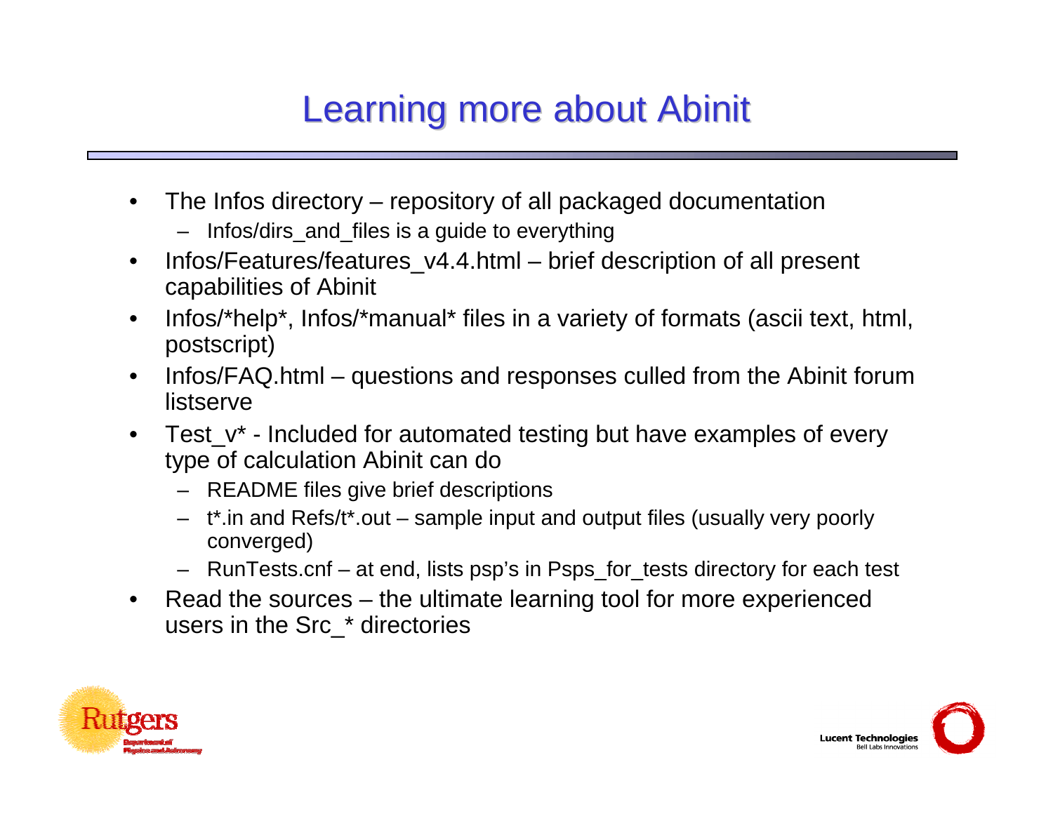# Learning more about Abinit

- The Infos directory – repository of all packaged documentation
  - Infos/dirs_and_files is a guide to everything
- Infos/Features/features_v4.4.html – brief description of all present capabilities of Abinit
- Infos/*help*, Infos/*manual* files in a variety of formats (ascii text, html, postscript)
- Infos/FAQ.html – questions and responses culled from the Abinit forum listserve
- Test_v* - Included for automated testing but have examples of every type of calculation Abinit can do
  - README files give brief descriptions
  - t*.in and Refs/t*.out – sample input and output files (usually very poorly converged)
  - RunTests.cnf – at end, lists psp's in Psps_for_tests directory for each test
- Read the sources – the ultimate learning tool for more experienced users in the Src_* directories

Rutgers Department of Physics and Astronomy

Lucent Technologies Bell Labs Innovations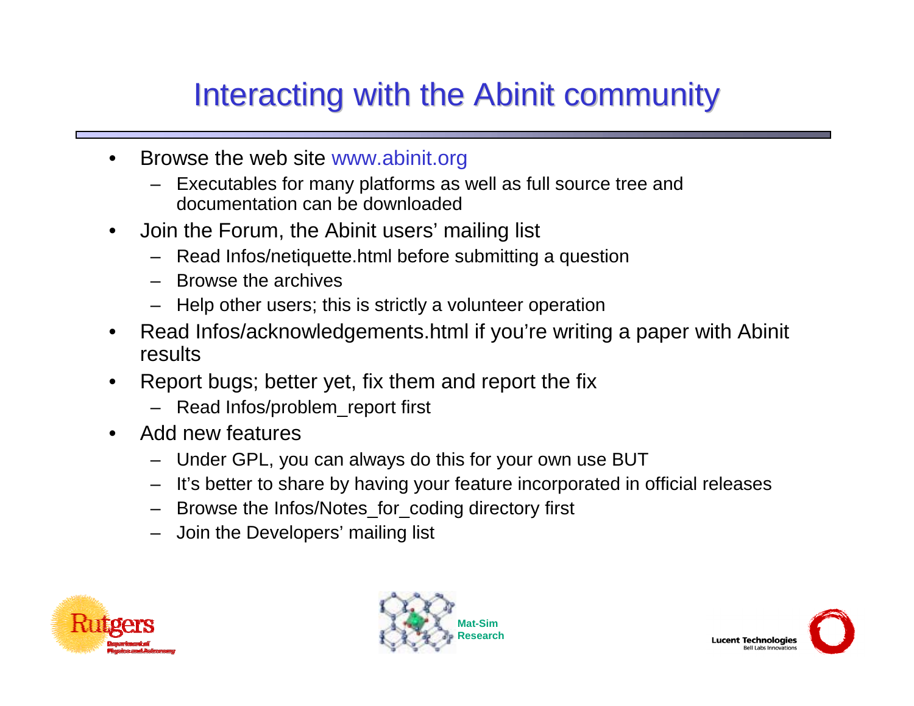# Interacting with the Abinit community

- Browse the web site www.abinit.org
  - Executables for many platforms as well as full source tree and documentation can be downloaded
- Join the Forum, the Abinit users' mailing list
  - Read Infos/netiquette.html before submitting a question
  - Browse the archives
  - Help other users; this is strictly a volunteer operation
- Read Infos/acknowledgements.html if you're writing a paper with Abinit results
- Report bugs; better yet, fix them and report the fix
  - Read Infos/problem_report first
- Add new features
  - Under GPL, you can always do this for your own use BUT
  - It's better to share by having your feature incorporated in official releases
  - Browse the Infos/Notes_for_coding directory first
  - Join the Developers' mailing list

Rutgers Department of Physics and Astronomy

Mat-Sim Research

Lucent Technologies Bell Labs Innovations